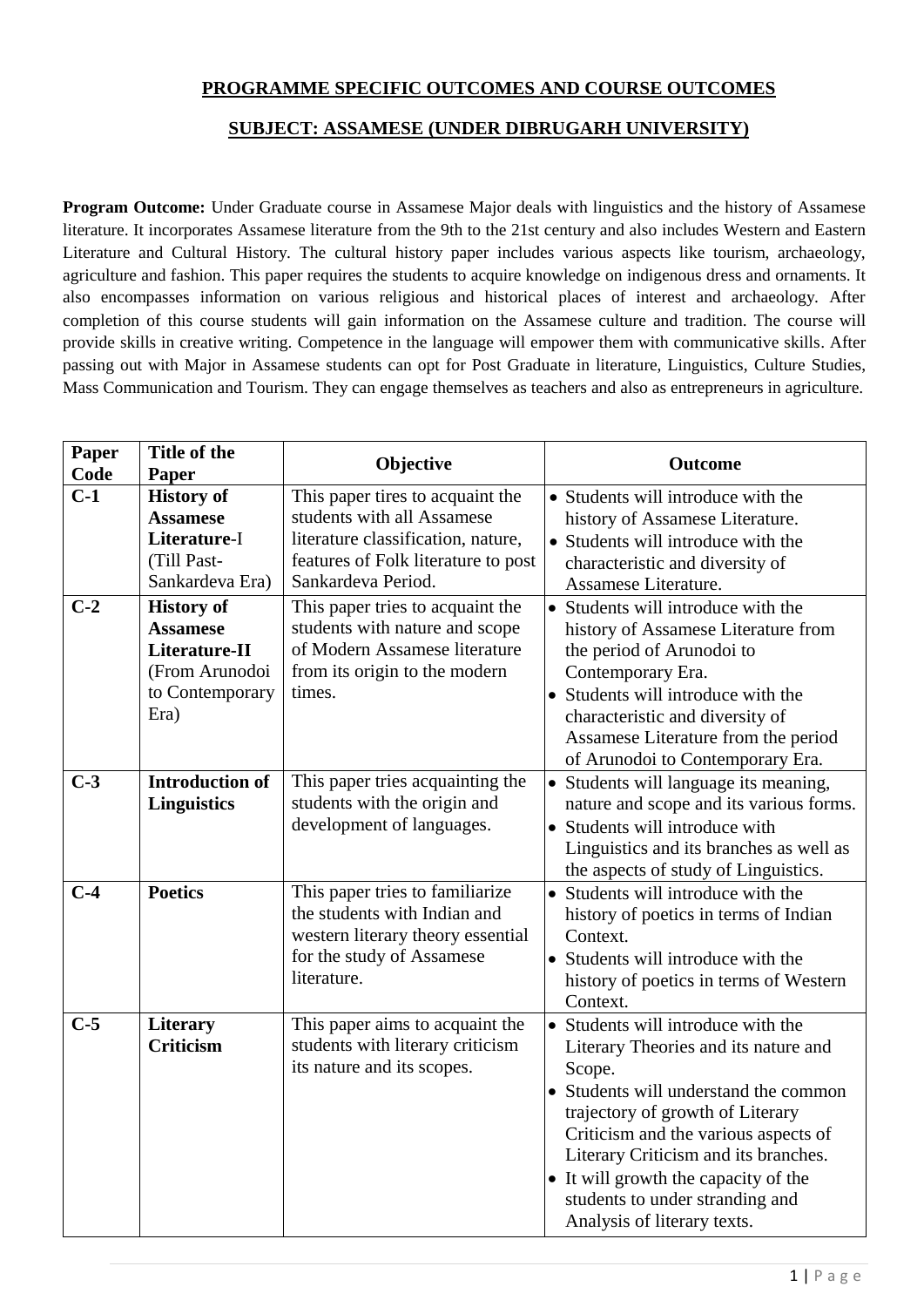## PROGRAMME SPECIFIC OUTCOMES AND COURSE OUTCOMES

## SUBJECT: ASSAMESE (UNDER DIBRUGARH UNIVERSITY)

**Program Outcome:** Under Graduate course in Assamese Major deals with linguistics and the history of Assamese literature. It incorporates Assamese literature from the 9th to the 21st century and also includes Western and Eastern Literature and Cultural History. The cultural history paper includes various aspects like tourism, archaeology, agriculture and fashion. This paper requires the students to acquire knowledge on indigenous dress and ornaments. It also encompasses information on various religious and historical places of interest and archaeology. After completion of this course students will gain information on the Assamese culture and tradition. The course will provide skills in creative writing. Competence in the language will empower them with communicative skills. After passing out with Major in Assamese students can opt for Post Graduate in literature, Linguistics, Culture Studies, Mass Communication and Tourism. They can engage themselves as teachers and also as entrepreneurs in agriculture.

| Paper Code | Title of the Paper | Objective | Outcome |
|---|---|---|---|
| **C-1** | **History of Assamese Literature**-I (Till Past-Sankardeva Era) | This paper tires to acquaint the students with all Assamese literature classification, nature, features of Folk literature to post Sankardeva Period. | • Students will introduce with the history of Assamese Literature.<br>• Students will introduce with the characteristic and diversity of Assamese Literature. |
| **C-2** | **History of Assamese Literature-II** (From Arunodoi to Contemporary Era) | This paper tries to acquaint the students with nature and scope of Modern Assamese literature from its origin to the modern times. | • Students will introduce with the history of Assamese Literature from the period of Arunodoi to Contemporary Era.<br>• Students will introduce with the characteristic and diversity of Assamese Literature from the period of Arunodoi to Contemporary Era. |
| **C-3** | **Introduction of Linguistics** | This paper tries acquainting the students with the origin and development of languages. | • Students will language its meaning, nature and scope and its various forms.<br>• Students will introduce with Linguistics and its branches as well as the aspects of study of Linguistics. |
| **C-4** | **Poetics** | This paper tries to familiarize the students with Indian and western literary theory essential for the study of Assamese literature. | • Students will introduce with the history of poetics in terms of Indian Context.<br>• Students will introduce with the history of poetics in terms of Western Context. |
| **C-5** | **Literary Criticism** | This paper aims to acquaint the students with literary criticism its nature and its scopes. | • Students will introduce with the Literary Theories and its nature and Scope.<br>• Students will understand the common trajectory of growth of Literary Criticism and the various aspects of Literary Criticism and its branches.<br>• It will growth the capacity of the students to under stranding and Analysis of literary texts. |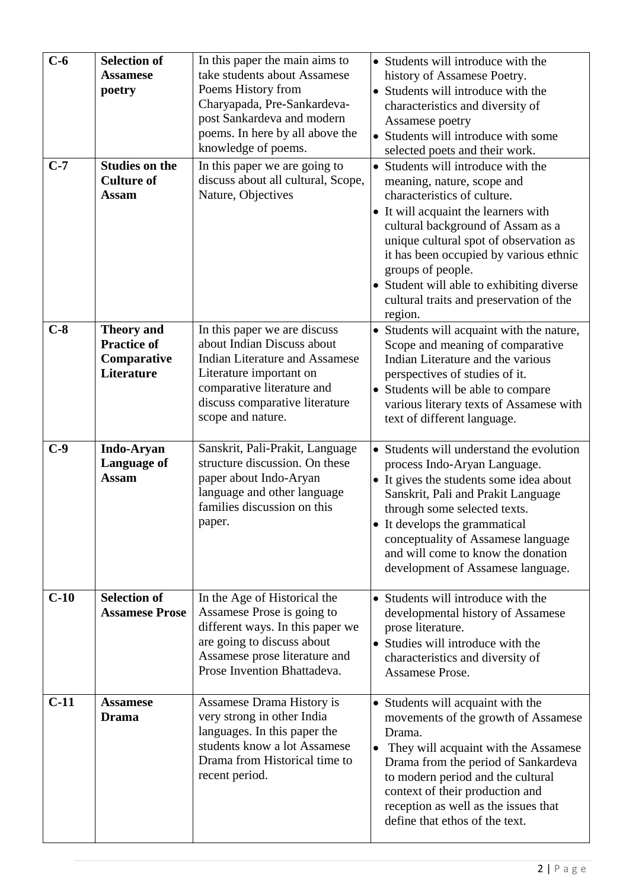| C-6 | **Selection of Assamese poetry** | In this paper the main aims to take students about Assamese Poems History from Charyapada, Pre-Sankardeva-post Sankardeva and modern poems. In here by all above the knowledge of poems. | • Students will introduce with the history of Assamese Poetry.<br>• Students will introduce with the characteristics and diversity of Assamese poetry<br>• Students will introduce with some selected poets and their work. |
|---|---|---|---|
| **C-7** | **Studies on the Culture of Assam** | In this paper we are going to discuss about all cultural, Scope, Nature, Objectives | • Students will introduce with the meaning, nature, scope and characteristics of culture.<br>• It will acquaint the learners with cultural background of Assam as a unique cultural spot of observation as it has been occupied by various ethnic groups of people.<br>• Student will able to exhibiting diverse cultural traits and preservation of the region. |
| **C-8** | **Theory and Practice of Comparative Literature** | In this paper we are discuss about Indian Discuss about Indian Literature and Assamese Literature important on comparative literature and discuss comparative literature scope and nature. | • Students will acquaint with the nature, Scope and meaning of comparative Indian Literature and the various perspectives of studies of it.<br>• Students will be able to compare various literary texts of Assamese with text of different language. |
| **C-9** | **Indo-Aryan Language of Assam** | Sanskrit, Pali-Prakit, Language structure discussion. On these paper about Indo-Aryan language and other language families discussion on this paper. | • Students will understand the evolution process Indo-Aryan Language.<br>• It gives the students some idea about Sanskrit, Pali and Prakit Language through some selected texts.<br>• It develops the grammatical conceptuality of Assamese language and will come to know the donation development of Assamese language. |
| **C-10** | **Selection of Assamese Prose** | In the Age of Historical the Assamese Prose is going to different ways. In this paper we are going to discuss about Assamese prose literature and Prose Invention Bhattadeva. | • Students will introduce with the developmental history of Assamese prose literature.<br>• Studies will introduce with the characteristics and diversity of Assamese Prose. |
| **C-11** | **Assamese Drama** | Assamese Drama History is very strong in other India languages. In this paper the students know a lot Assamese Drama from Historical time to recent period. | • Students will acquaint with the movements of the growth of Assamese Drama.<br>• They will acquaint with the Assamese Drama from the period of Sankardeva to modern period and the cultural context of their production and reception as well as the issues that define that ethos of the text. |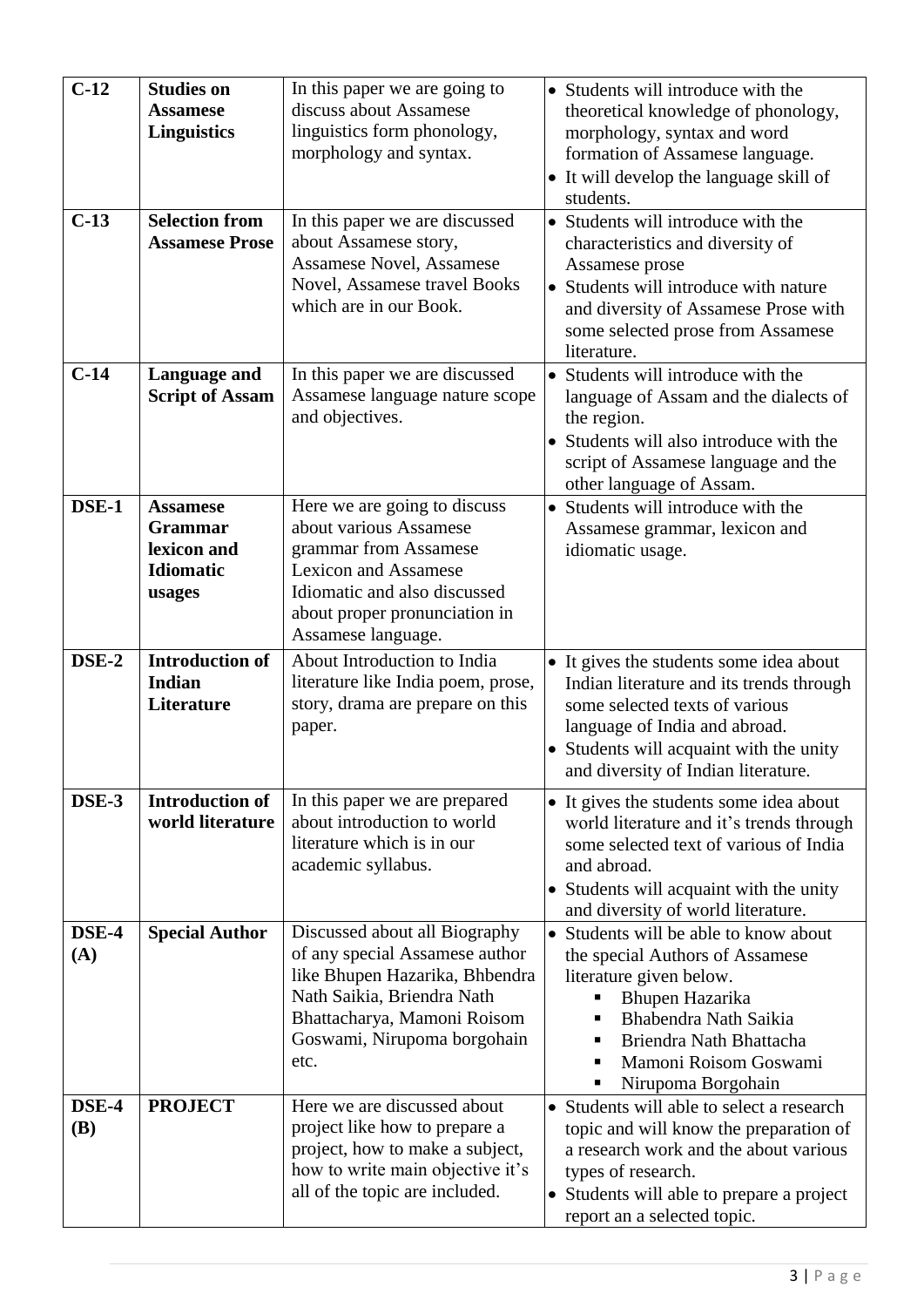| | | | |
|---|---|---|---|
| **C-12** | **Studies on Assamese Linguistics** | In this paper we are going to discuss about Assamese linguistics form phonology, morphology and syntax. | • Students will introduce with the theoretical knowledge of phonology, morphology, syntax and word formation of Assamese language.<br>• It will develop the language skill of students. |
| **C-13** | **Selection from Assamese Prose** | In this paper we are discussed about Assamese story, Assamese Novel, Assamese Novel, Assamese travel Books which are in our Book. | • Students will introduce with the characteristics and diversity of Assamese prose<br>• Students will introduce with nature and diversity of Assamese Prose with some selected prose from Assamese literature. |
| **C-14** | **Language and Script of Assam** | In this paper we are discussed Assamese language nature scope and objectives. | • Students will introduce with the language of Assam and the dialects of the region.<br>• Students will also introduce with the script of Assamese language and the other language of Assam. |
| **DSE-1** | **Assamese Grammar lexicon and Idiomatic usages** | Here we are going to discuss about various Assamese grammar from Assamese Lexicon and Assamese Idiomatic and also discussed about proper pronunciation in Assamese language. | • Students will introduce with the Assamese grammar, lexicon and idiomatic usage. |
| **DSE-2** | **Introduction of Indian Literature** | About Introduction to India literature like India poem, prose, story, drama are prepare on this paper. | • It gives the students some idea about Indian literature and its trends through some selected texts of various language of India and abroad.<br>• Students will acquaint with the unity and diversity of Indian literature. |
| **DSE-3** | **Introduction of world literature** | In this paper we are prepared about introduction to world literature which is in our academic syllabus. | • It gives the students some idea about world literature and it's trends through some selected text of various of India and abroad.<br>• Students will acquaint with the unity and diversity of world literature. |
| **DSE-4 (A)** | **Special Author** | Discussed about all Biography of any special Assamese author like Bhupen Hazarika, Bhbendra Nath Saikia, Briendra Nath Bhattacharya, Mamoni Roisom Goswami, Nirupoma borgohain etc. | • Students will be able to know about the special Authors of Assamese literature given below.<br>  ▪ Bhupen Hazarika<br>  ▪ Bhabendra Nath Saikia<br>  ▪ Briendra Nath Bhattacha<br>  ▪ Mamoni Roisom Goswami<br>  ▪ Nirupoma Borgohain |
| **DSE-4 (B)** | **PROJECT** | Here we are discussed about project like how to prepare a project, how to make a subject, how to write main objective it's all of the topic are included. | • Students will able to select a research topic and will know the preparation of a research work and the about various types of research.<br>• Students will able to prepare a project report an a selected topic. |